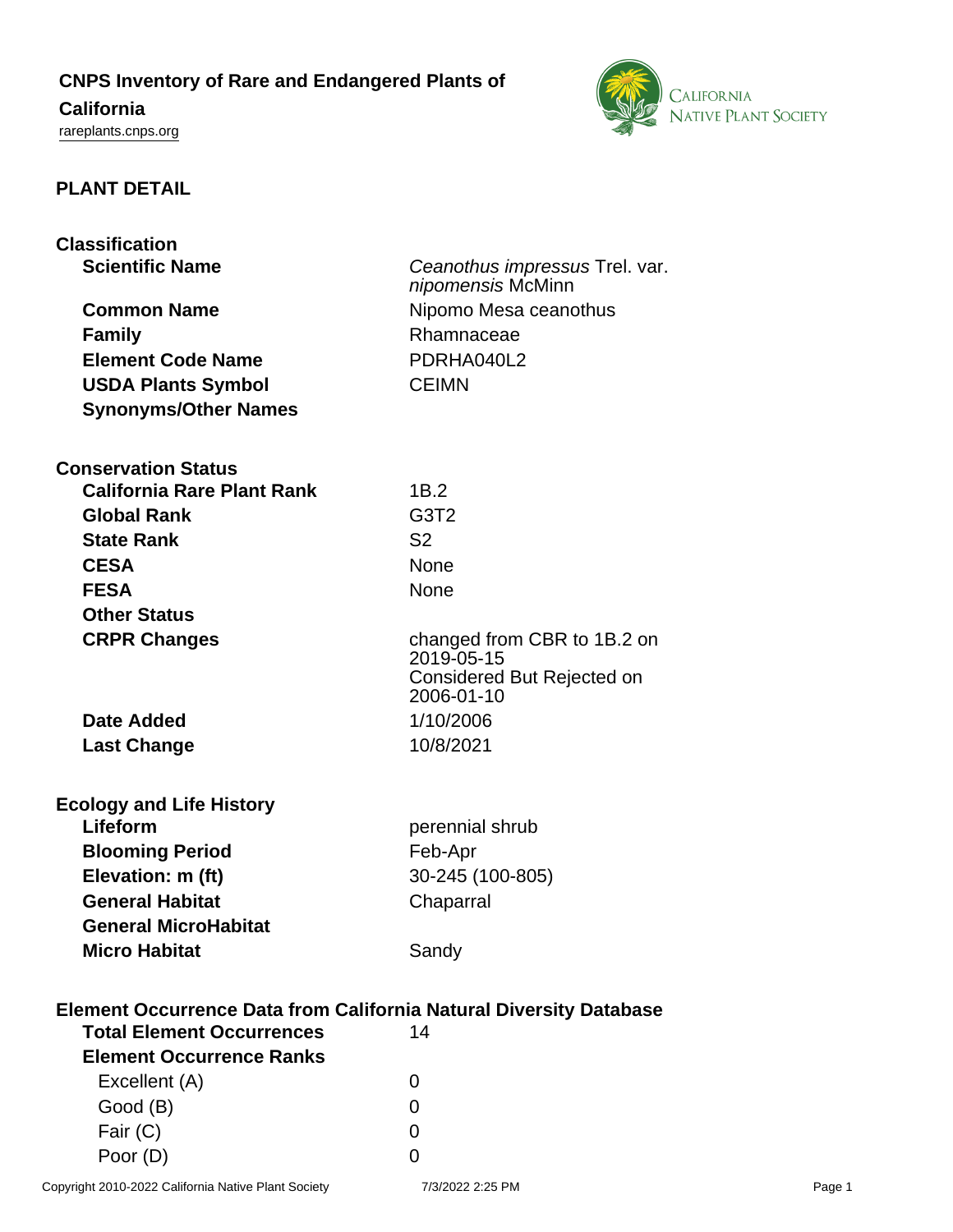# CNPS Inventory of Rare and Endangered Plants of California

rareplants.cnps.org

## PLANT DETAIL

### Classification

| | |
|---|---|
| **Scientific Name** | *Ceanothus impressus* Trel. var. *nipomensis* McMinn |
| **Common Name** | Nipomo Mesa ceanothus |
| **Family** | Rhamnaceae |
| **Element Code Name** | PDRHA040L2 |
| **USDA Plants Symbol** | CEIMN |
| **Synonyms/Other Names** | |

### Conservation Status

| | |
|---|---|
| **California Rare Plant Rank** | 1B.2 |
| **Global Rank** | G3T2 |
| **State Rank** | S2 |
| **CESA** | None |
| **FESA** | None |
| **Other Status** | |
| **CRPR Changes** | changed from CBR to 1B.2 on 2019-05-15<br>Considered But Rejected on 2006-01-10 |
| **Date Added** | 1/10/2006 |
| **Last Change** | 10/8/2021 |

### Ecology and Life History

| | |
|---|---|
| **Lifeform** | perennial shrub |
| **Blooming Period** | Feb-Apr |
| **Elevation: m (ft)** | 30-245 (100-805) |
| **General Habitat** | Chaparral |
| **General MicroHabitat** | |
| **Micro Habitat** | Sandy |

### Element Occurrence Data from California Natural Diversity Database

| | |
|---|---|
| **Total Element Occurrences** | 14 |
| **Element Occurrence Ranks** | |
| Excellent (A) | 0 |
| Good (B) | 0 |
| Fair (C) | 0 |
| Poor (D) | 0 |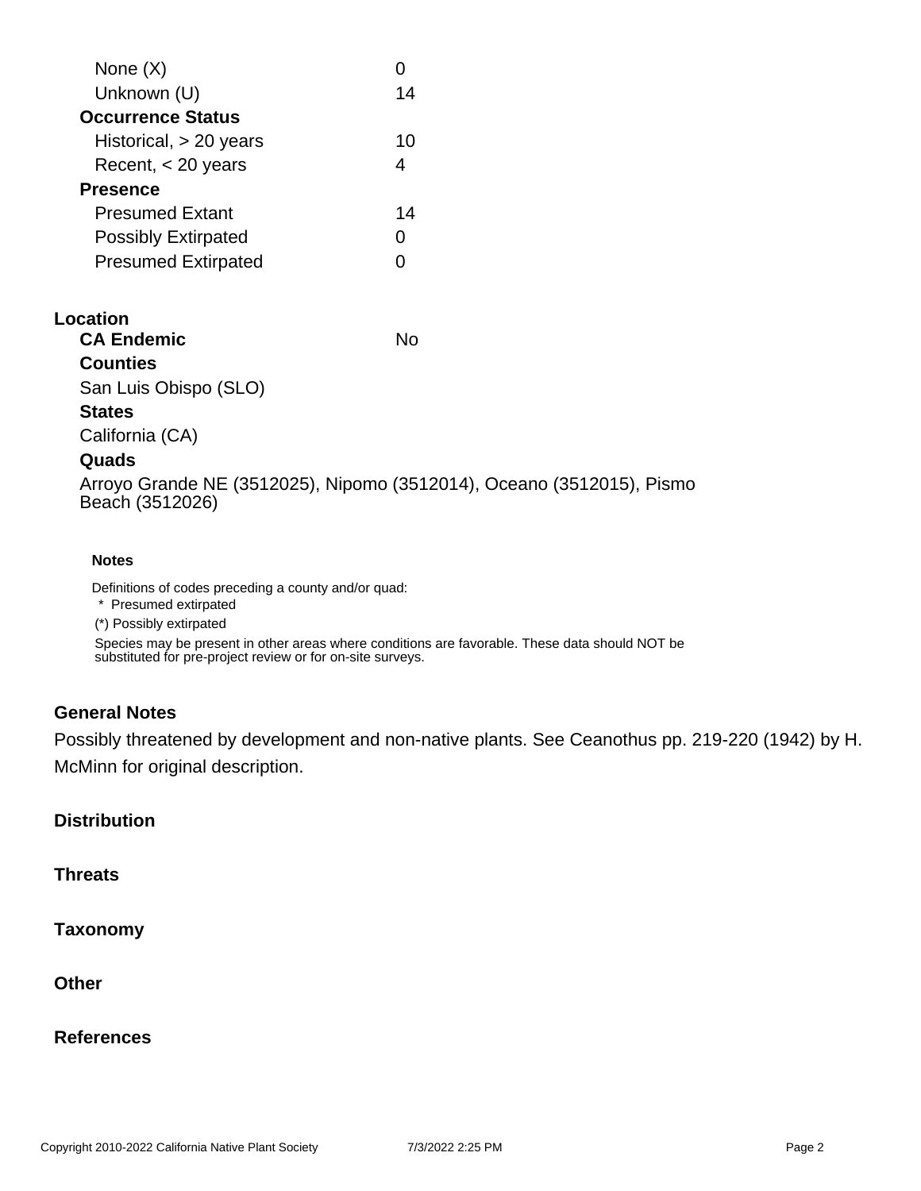| | |
|---|---|
| None (X) | 0 |
| Unknown (U) | 14 |
| **Occurrence Status** | |
| Historical, > 20 years | 10 |
| Recent, < 20 years | 4 |
| **Presence** | |
| Presumed Extant | 14 |
| Possibly Extirpated | 0 |
| Presumed Extirpated | 0 |

## Location

**CA Endemic** No

**Counties**

San Luis Obispo (SLO)

**States**

California (CA)

**Quads**

Arroyo Grande NE (3512025), Nipomo (3512014), Oceano (3512015), Pismo Beach (3512026)

**Notes**

Definitions of codes preceding a county and/or quad:

\* Presumed extirpated

(*) Possibly extirpated

Species may be present in other areas where conditions are favorable. These data should NOT be substituted for pre-project review or for on-site surveys.

## General Notes

Possibly threatened by development and non-native plants. See Ceanothus pp. 219-220 (1942) by H. McMinn for original description.

## Distribution

## Threats

## Taxonomy

## Other

## References